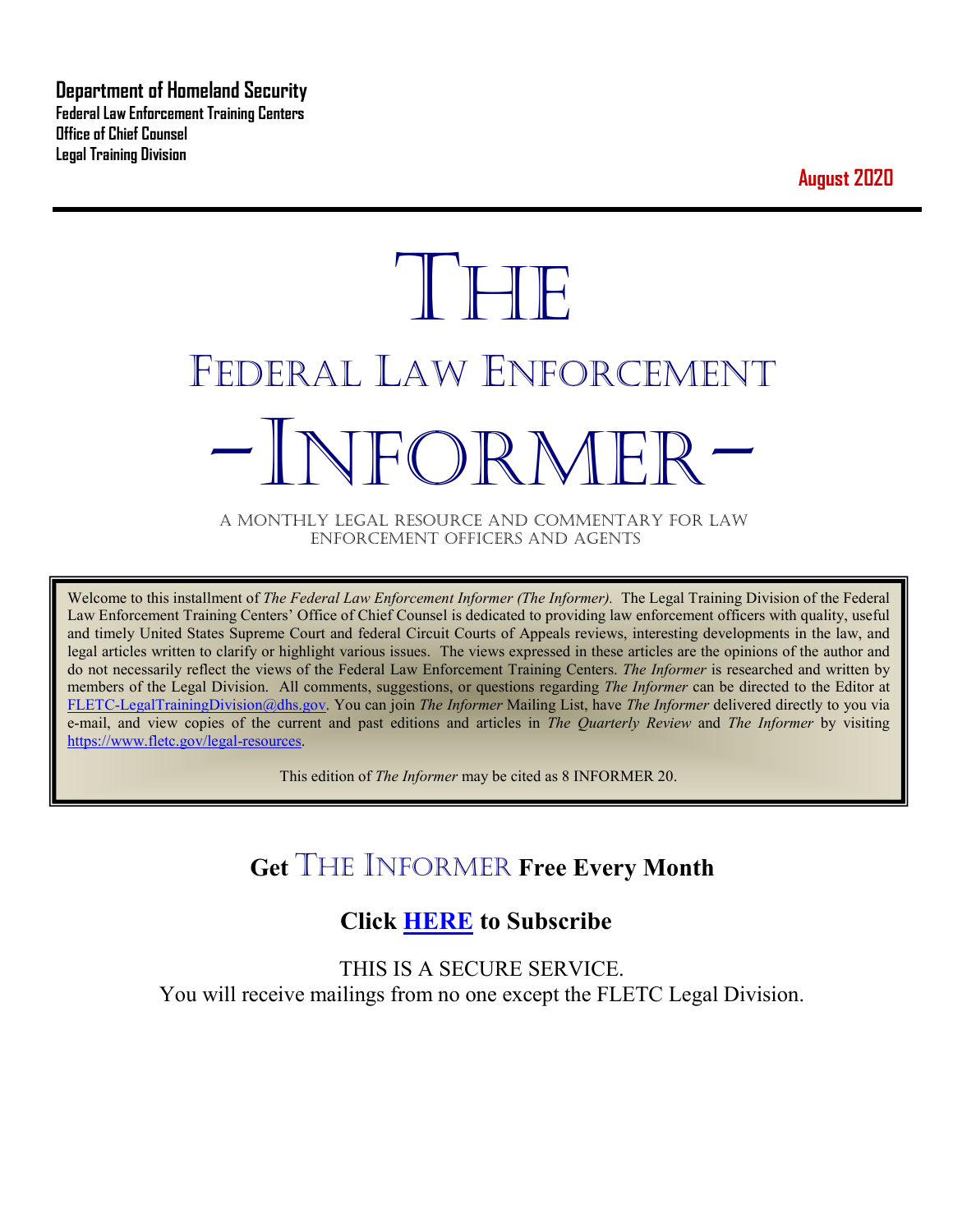**Department of Homeland Security**
**Federal Law Enforcement Training Centers**
**Office of Chief Counsel**
**Legal Training Division**

**August 2020**

# THE
# FEDERAL LAW ENFORCEMENT
# -INFORMER-

A MONTHLY LEGAL RESOURCE AND COMMENTARY FOR LAW ENFORCEMENT OFFICERS AND AGENTS

Welcome to this installment of *The Federal Law Enforcement Informer (The Informer).* The Legal Training Division of the Federal Law Enforcement Training Centers' Office of Chief Counsel is dedicated to providing law enforcement officers with quality, useful and timely United States Supreme Court and federal Circuit Courts of Appeals reviews, interesting developments in the law, and legal articles written to clarify or highlight various issues. The views expressed in these articles are the opinions of the author and do not necessarily reflect the views of the Federal Law Enforcement Training Centers. *The Informer* is researched and written by members of the Legal Division. All comments, suggestions, or questions regarding *The Informer* can be directed to the Editor at FLETC-LegalTrainingDivision@dhs.gov. You can join *The Informer* Mailing List, have *The Informer* delivered directly to you via e-mail, and view copies of the current and past editions and articles in *The Quarterly Review* and *The Informer* by visiting https://www.fletc.gov/legal-resources.

This edition of *The Informer* may be cited as 8 INFORMER 20.

## Get THE INFORMER Free Every Month

## Click HERE to Subscribe

THIS IS A SECURE SERVICE.
You will receive mailings from no one except the FLETC Legal Division.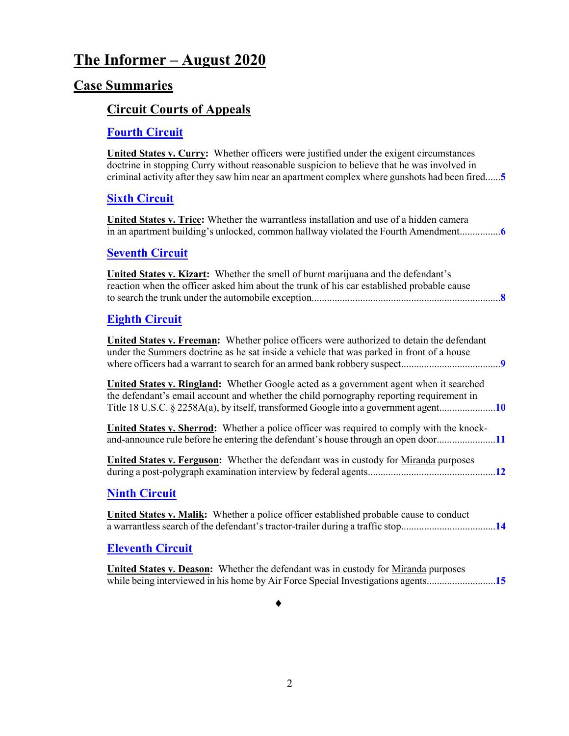# The Informer – August 2020

## Case Summaries

### Circuit Courts of Appeals

#### Fourth Circuit

**United States v. Curry:** Whether officers were justified under the exigent circumstances doctrine in stopping Curry without reasonable suspicion to believe that he was involved in criminal activity after they saw him near an apartment complex where gunshots had been fired......5

#### Sixth Circuit

**United States v. Trice:** Whether the warrantless installation and use of a hidden camera in an apartment building's unlocked, common hallway violated the Fourth Amendment................6

#### Seventh Circuit

**United States v. Kizart:** Whether the smell of burnt marijuana and the defendant's reaction when the officer asked him about the trunk of his car established probable cause to search the trunk under the automobile exception.........................................................................8

#### Eighth Circuit

**United States v. Freeman:** Whether police officers were authorized to detain the defendant under the Summers doctrine as he sat inside a vehicle that was parked in front of a house where officers had a warrant to search for an armed bank robbery suspect......................................9

**United States v. Ringland:** Whether Google acted as a government agent when it searched the defendant's email account and whether the child pornography reporting requirement in Title 18 U.S.C. § 2258A(a), by itself, transformed Google into a government agent......................10

**United States v. Sherrod:** Whether a police officer was required to comply with the knock-and-announce rule before he entering the defendant's house through an open door.......................11

**United States v. Ferguson:** Whether the defendant was in custody for Miranda purposes during a post-polygraph examination interview by federal agents.................................................12

#### Ninth Circuit

**United States v. Malik:** Whether a police officer established probable cause to conduct a warrantless search of the defendant's tractor-trailer during a traffic stop.....................................14

#### Eleventh Circuit

**United States v. Deason:** Whether the defendant was in custody for Miranda purposes while being interviewed in his home by Air Force Special Investigations agents...........................15

♦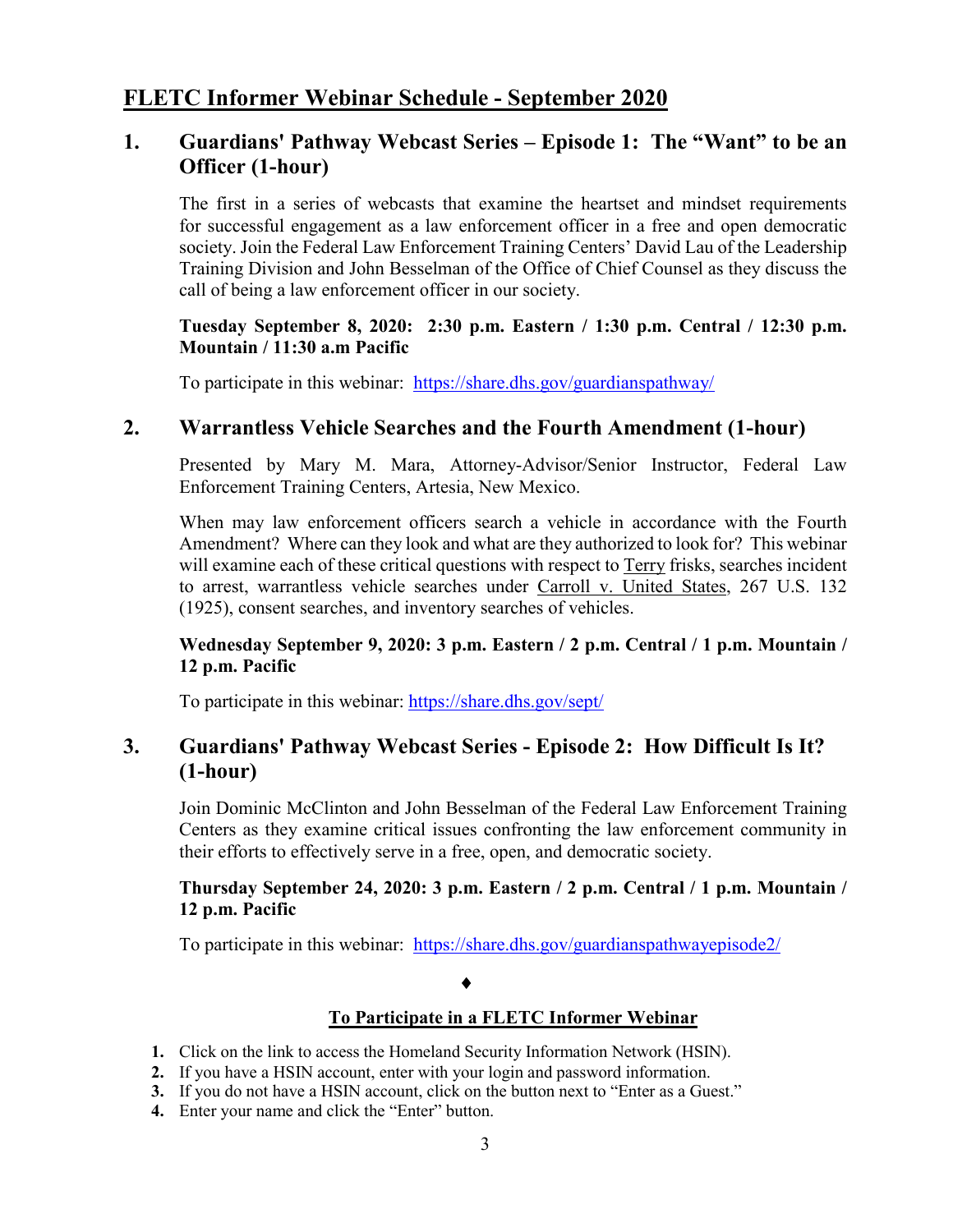# FLETC Informer Webinar Schedule - September 2020

## 1. Guardians' Pathway Webcast Series – Episode 1: The "Want" to be an Officer (1-hour)

The first in a series of webcasts that examine the heartset and mindset requirements for successful engagement as a law enforcement officer in a free and open democratic society. Join the Federal Law Enforcement Training Centers' David Lau of the Leadership Training Division and John Besselman of the Office of Chief Counsel as they discuss the call of being a law enforcement officer in our society.

**Tuesday September 8, 2020: 2:30 p.m. Eastern / 1:30 p.m. Central / 12:30 p.m. Mountain / 11:30 a.m Pacific**

To participate in this webinar: https://share.dhs.gov/guardianspathway/

## 2. Warrantless Vehicle Searches and the Fourth Amendment (1-hour)

Presented by Mary M. Mara, Attorney-Advisor/Senior Instructor, Federal Law Enforcement Training Centers, Artesia, New Mexico.

When may law enforcement officers search a vehicle in accordance with the Fourth Amendment? Where can they look and what are they authorized to look for? This webinar will examine each of these critical questions with respect to Terry frisks, searches incident to arrest, warrantless vehicle searches under Carroll v. United States, 267 U.S. 132 (1925), consent searches, and inventory searches of vehicles.

**Wednesday September 9, 2020: 3 p.m. Eastern / 2 p.m. Central / 1 p.m. Mountain / 12 p.m. Pacific**

To participate in this webinar: https://share.dhs.gov/sept/

## 3. Guardians' Pathway Webcast Series - Episode 2: How Difficult Is It? (1-hour)

Join Dominic McClinton and John Besselman of the Federal Law Enforcement Training Centers as they examine critical issues confronting the law enforcement community in their efforts to effectively serve in a free, open, and democratic society.

**Thursday September 24, 2020: 3 p.m. Eastern / 2 p.m. Central / 1 p.m. Mountain / 12 p.m. Pacific**

To participate in this webinar: https://share.dhs.gov/guardianspathwayepisode2/

♦

### To Participate in a FLETC Informer Webinar

1. Click on the link to access the Homeland Security Information Network (HSIN).
2. If you have a HSIN account, enter with your login and password information.
3. If you do not have a HSIN account, click on the button next to "Enter as a Guest."
4. Enter your name and click the "Enter" button.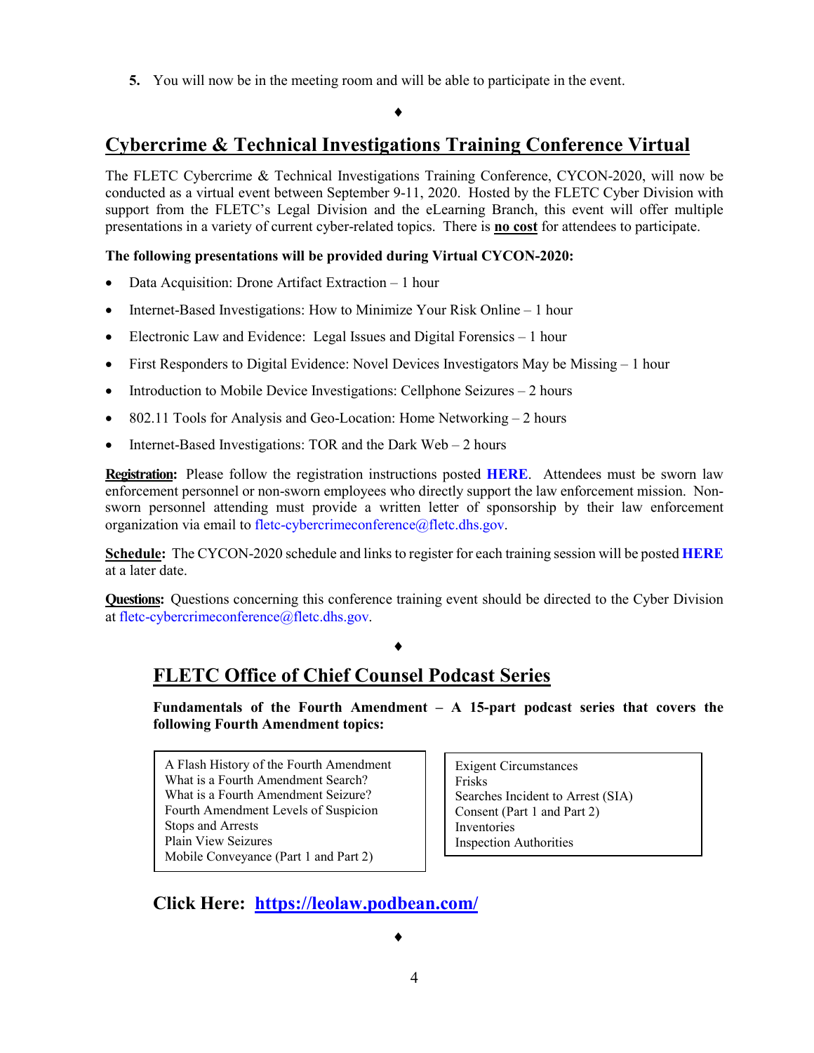5. You will now be in the meeting room and will be able to participate in the event.

♦

## Cybercrime & Technical Investigations Training Conference Virtual

The FLETC Cybercrime & Technical Investigations Training Conference, CYCON-2020, will now be conducted as a virtual event between September 9-11, 2020. Hosted by the FLETC Cyber Division with support from the FLETC's Legal Division and the eLearning Branch, this event will offer multiple presentations in a variety of current cyber-related topics. There is **no cost** for attendees to participate.

**The following presentations will be provided during Virtual CYCON-2020:**

- Data Acquisition: Drone Artifact Extraction – 1 hour
- Internet-Based Investigations: How to Minimize Your Risk Online – 1 hour
- Electronic Law and Evidence: Legal Issues and Digital Forensics – 1 hour
- First Responders to Digital Evidence: Novel Devices Investigators May be Missing – 1 hour
- Introduction to Mobile Device Investigations: Cellphone Seizures – 2 hours
- 802.11 Tools for Analysis and Geo-Location: Home Networking – 2 hours
- Internet-Based Investigations: TOR and the Dark Web – 2 hours

**Registration:** Please follow the registration instructions posted **HERE**. Attendees must be sworn law enforcement personnel or non-sworn employees who directly support the law enforcement mission. Non-sworn personnel attending must provide a written letter of sponsorship by their law enforcement organization via email to fletc-cybercrimeconference@fletc.dhs.gov.

**Schedule:** The CYCON-2020 schedule and links to register for each training session will be posted **HERE** at a later date.

**Questions:** Questions concerning this conference training event should be directed to the Cyber Division at fletc-cybercrimeconference@fletc.dhs.gov.

♦

## FLETC Office of Chief Counsel Podcast Series

**Fundamentals of the Fourth Amendment – A 15-part podcast series that covers the following Fourth Amendment topics:**

| | |
|---|---|
| A Flash History of the Fourth Amendment | Exigent Circumstances |
| What is a Fourth Amendment Search? | Frisks |
| What is a Fourth Amendment Seizure? | Searches Incident to Arrest (SIA) |
| Fourth Amendment Levels of Suspicion | Consent (Part 1 and Part 2) |
| Stops and Arrests | Inventories |
| Plain View Seizures | Inspection Authorities |
| Mobile Conveyance (Part 1 and Part 2) | |

**Click Here: https://leolaw.podbean.com/**

♦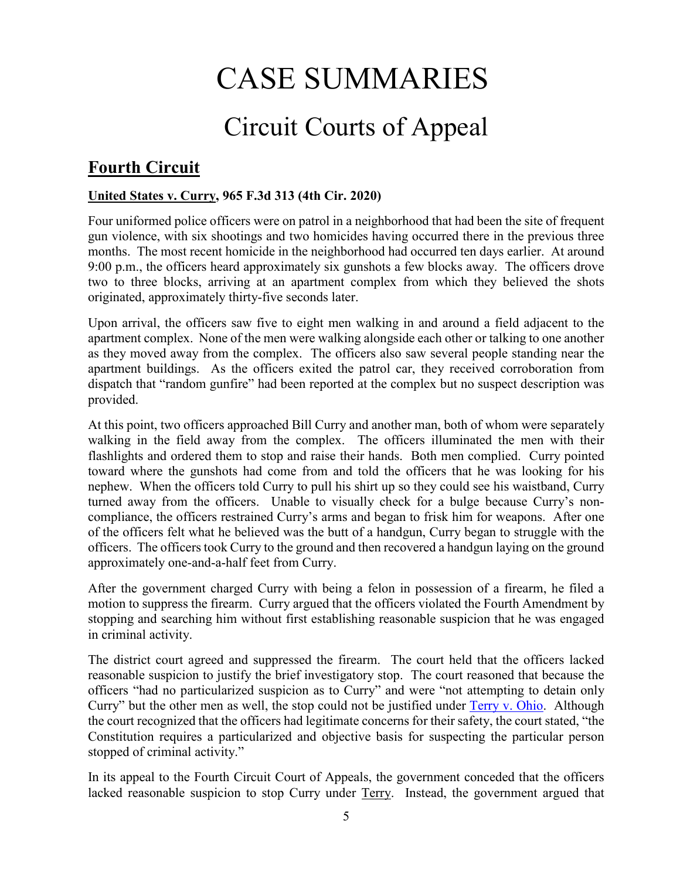# CASE SUMMARIES

## Circuit Courts of Appeal

### Fourth Circuit

**United States v. Curry, 965 F.3d 313 (4th Cir. 2020)**

Four uniformed police officers were on patrol in a neighborhood that had been the site of frequent gun violence, with six shootings and two homicides having occurred there in the previous three months. The most recent homicide in the neighborhood had occurred ten days earlier. At around 9:00 p.m., the officers heard approximately six gunshots a few blocks away. The officers drove two to three blocks, arriving at an apartment complex from which they believed the shots originated, approximately thirty-five seconds later.

Upon arrival, the officers saw five to eight men walking in and around a field adjacent to the apartment complex. None of the men were walking alongside each other or talking to one another as they moved away from the complex. The officers also saw several people standing near the apartment buildings. As the officers exited the patrol car, they received corroboration from dispatch that "random gunfire" had been reported at the complex but no suspect description was provided.

At this point, two officers approached Bill Curry and another man, both of whom were separately walking in the field away from the complex. The officers illuminated the men with their flashlights and ordered them to stop and raise their hands. Both men complied. Curry pointed toward where the gunshots had come from and told the officers that he was looking for his nephew. When the officers told Curry to pull his shirt up so they could see his waistband, Curry turned away from the officers. Unable to visually check for a bulge because Curry's non-compliance, the officers restrained Curry's arms and began to frisk him for weapons. After one of the officers felt what he believed was the butt of a handgun, Curry began to struggle with the officers. The officers took Curry to the ground and then recovered a handgun laying on the ground approximately one-and-a-half feet from Curry.

After the government charged Curry with being a felon in possession of a firearm, he filed a motion to suppress the firearm. Curry argued that the officers violated the Fourth Amendment by stopping and searching him without first establishing reasonable suspicion that he was engaged in criminal activity.

The district court agreed and suppressed the firearm. The court held that the officers lacked reasonable suspicion to justify the brief investigatory stop. The court reasoned that because the officers "had no particularized suspicion as to Curry" and were "not attempting to detain only Curry" but the other men as well, the stop could not be justified under Terry v. Ohio. Although the court recognized that the officers had legitimate concerns for their safety, the court stated, "the Constitution requires a particularized and objective basis for suspecting the particular person stopped of criminal activity."

In its appeal to the Fourth Circuit Court of Appeals, the government conceded that the officers lacked reasonable suspicion to stop Curry under Terry. Instead, the government argued that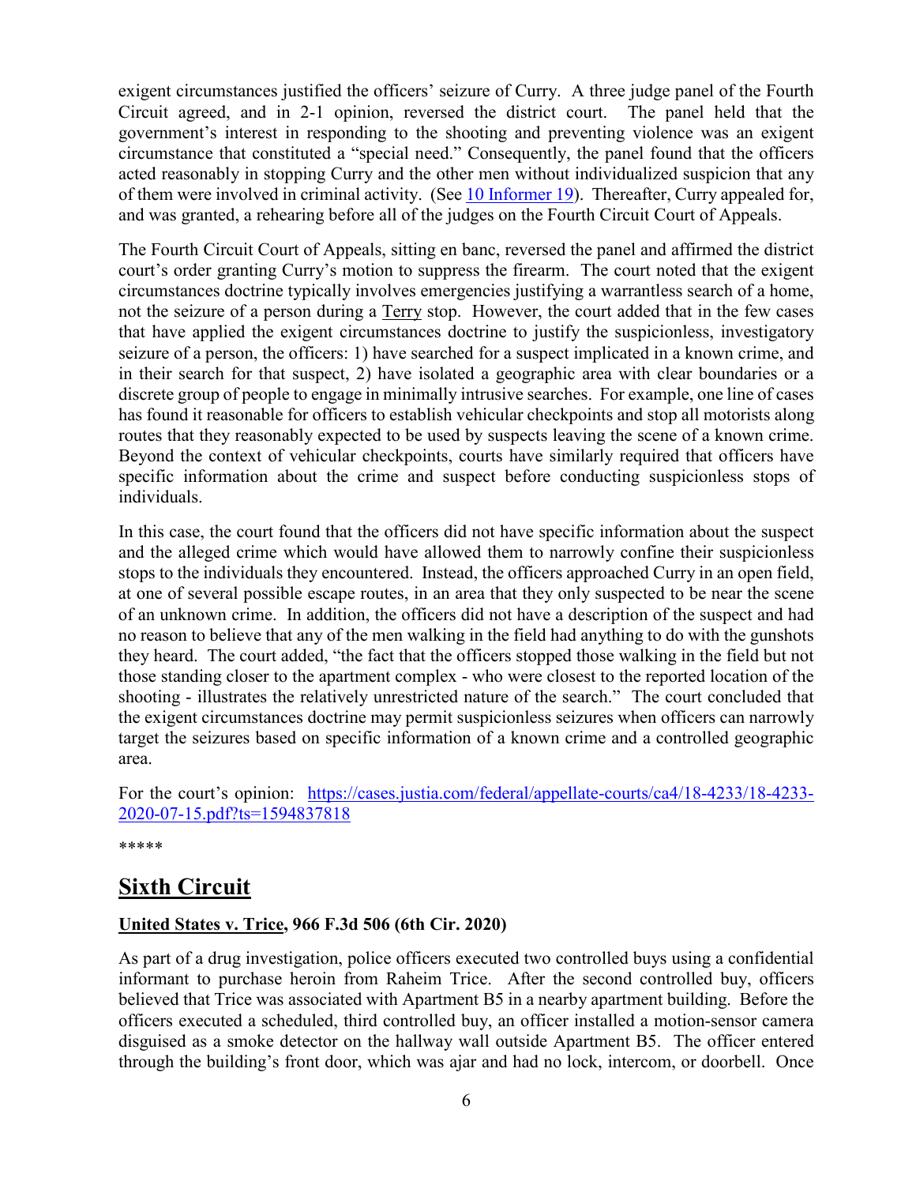exigent circumstances justified the officers' seizure of Curry. A three judge panel of the Fourth Circuit agreed, and in 2-1 opinion, reversed the district court. The panel held that the government's interest in responding to the shooting and preventing violence was an exigent circumstance that constituted a "special need." Consequently, the panel found that the officers acted reasonably in stopping Curry and the other men without individualized suspicion that any of them were involved in criminal activity. (See 10 Informer 19). Thereafter, Curry appealed for, and was granted, a rehearing before all of the judges on the Fourth Circuit Court of Appeals.

The Fourth Circuit Court of Appeals, sitting en banc, reversed the panel and affirmed the district court's order granting Curry's motion to suppress the firearm. The court noted that the exigent circumstances doctrine typically involves emergencies justifying a warrantless search of a home, not the seizure of a person during a Terry stop. However, the court added that in the few cases that have applied the exigent circumstances doctrine to justify the suspicionless, investigatory seizure of a person, the officers: 1) have searched for a suspect implicated in a known crime, and in their search for that suspect, 2) have isolated a geographic area with clear boundaries or a discrete group of people to engage in minimally intrusive searches. For example, one line of cases has found it reasonable for officers to establish vehicular checkpoints and stop all motorists along routes that they reasonably expected to be used by suspects leaving the scene of a known crime. Beyond the context of vehicular checkpoints, courts have similarly required that officers have specific information about the crime and suspect before conducting suspicionless stops of individuals.

In this case, the court found that the officers did not have specific information about the suspect and the alleged crime which would have allowed them to narrowly confine their suspicionless stops to the individuals they encountered. Instead, the officers approached Curry in an open field, at one of several possible escape routes, in an area that they only suspected to be near the scene of an unknown crime. In addition, the officers did not have a description of the suspect and had no reason to believe that any of the men walking in the field had anything to do with the gunshots they heard. The court added, "the fact that the officers stopped those walking in the field but not those standing closer to the apartment complex - who were closest to the reported location of the shooting - illustrates the relatively unrestricted nature of the search." The court concluded that the exigent circumstances doctrine may permit suspicionless seizures when officers can narrowly target the seizures based on specific information of a known crime and a controlled geographic area.

For the court's opinion: https://cases.justia.com/federal/appellate-courts/ca4/18-4233/18-4233-2020-07-15.pdf?ts=1594837818

*****

## Sixth Circuit

**United States v. Trice, 966 F.3d 506 (6th Cir. 2020)**

As part of a drug investigation, police officers executed two controlled buys using a confidential informant to purchase heroin from Raheim Trice. After the second controlled buy, officers believed that Trice was associated with Apartment B5 in a nearby apartment building. Before the officers executed a scheduled, third controlled buy, an officer installed a motion-sensor camera disguised as a smoke detector on the hallway wall outside Apartment B5. The officer entered through the building's front door, which was ajar and had no lock, intercom, or doorbell. Once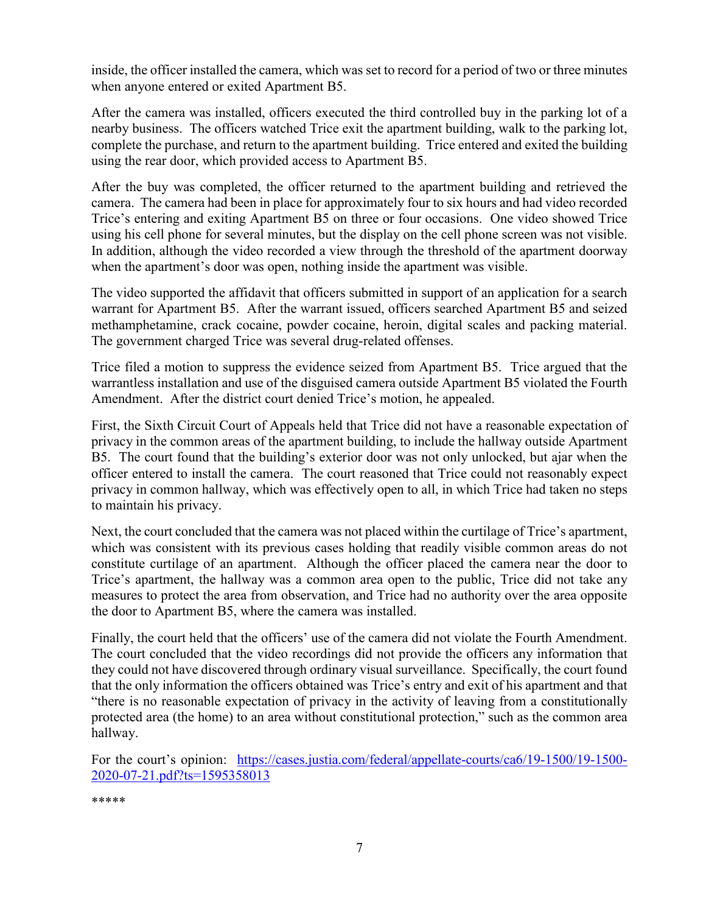inside, the officer installed the camera, which was set to record for a period of two or three minutes when anyone entered or exited Apartment B5.

After the camera was installed, officers executed the third controlled buy in the parking lot of a nearby business. The officers watched Trice exit the apartment building, walk to the parking lot, complete the purchase, and return to the apartment building. Trice entered and exited the building using the rear door, which provided access to Apartment B5.

After the buy was completed, the officer returned to the apartment building and retrieved the camera. The camera had been in place for approximately four to six hours and had video recorded Trice's entering and exiting Apartment B5 on three or four occasions. One video showed Trice using his cell phone for several minutes, but the display on the cell phone screen was not visible. In addition, although the video recorded a view through the threshold of the apartment doorway when the apartment's door was open, nothing inside the apartment was visible.

The video supported the affidavit that officers submitted in support of an application for a search warrant for Apartment B5. After the warrant issued, officers searched Apartment B5 and seized methamphetamine, crack cocaine, powder cocaine, heroin, digital scales and packing material. The government charged Trice was several drug-related offenses.

Trice filed a motion to suppress the evidence seized from Apartment B5. Trice argued that the warrantless installation and use of the disguised camera outside Apartment B5 violated the Fourth Amendment. After the district court denied Trice's motion, he appealed.

First, the Sixth Circuit Court of Appeals held that Trice did not have a reasonable expectation of privacy in the common areas of the apartment building, to include the hallway outside Apartment B5. The court found that the building's exterior door was not only unlocked, but ajar when the officer entered to install the camera. The court reasoned that Trice could not reasonably expect privacy in common hallway, which was effectively open to all, in which Trice had taken no steps to maintain his privacy.

Next, the court concluded that the camera was not placed within the curtilage of Trice's apartment, which was consistent with its previous cases holding that readily visible common areas do not constitute curtilage of an apartment. Although the officer placed the camera near the door to Trice's apartment, the hallway was a common area open to the public, Trice did not take any measures to protect the area from observation, and Trice had no authority over the area opposite the door to Apartment B5, where the camera was installed.

Finally, the court held that the officers' use of the camera did not violate the Fourth Amendment. The court concluded that the video recordings did not provide the officers any information that they could not have discovered through ordinary visual surveillance. Specifically, the court found that the only information the officers obtained was Trice's entry and exit of his apartment and that "there is no reasonable expectation of privacy in the activity of leaving from a constitutionally protected area (the home) to an area without constitutional protection," such as the common area hallway.

For the court's opinion: [https://cases.justia.com/federal/appellate-courts/ca6/19-1500/19-1500-2020-07-21.pdf?ts=1595358013](https://cases.justia.com/federal/appellate-courts/ca6/19-1500/19-1500-2020-07-21.pdf?ts=1595358013)

*****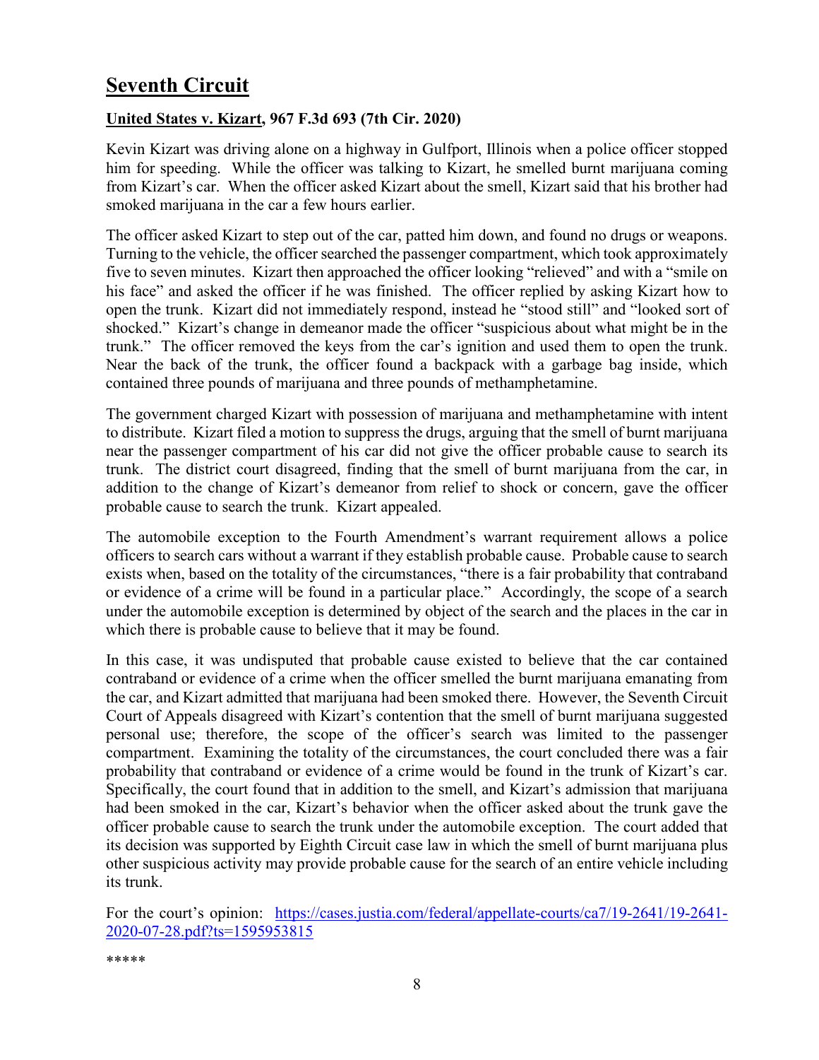# Seventh Circuit

### United States v. Kizart, 967 F.3d 693 (7th Cir. 2020)

Kevin Kizart was driving alone on a highway in Gulfport, Illinois when a police officer stopped him for speeding. While the officer was talking to Kizart, he smelled burnt marijuana coming from Kizart's car. When the officer asked Kizart about the smell, Kizart said that his brother had smoked marijuana in the car a few hours earlier.

The officer asked Kizart to step out of the car, patted him down, and found no drugs or weapons. Turning to the vehicle, the officer searched the passenger compartment, which took approximately five to seven minutes. Kizart then approached the officer looking "relieved" and with a "smile on his face" and asked the officer if he was finished. The officer replied by asking Kizart how to open the trunk. Kizart did not immediately respond, instead he "stood still" and "looked sort of shocked." Kizart's change in demeanor made the officer "suspicious about what might be in the trunk." The officer removed the keys from the car's ignition and used them to open the trunk. Near the back of the trunk, the officer found a backpack with a garbage bag inside, which contained three pounds of marijuana and three pounds of methamphetamine.

The government charged Kizart with possession of marijuana and methamphetamine with intent to distribute. Kizart filed a motion to suppress the drugs, arguing that the smell of burnt marijuana near the passenger compartment of his car did not give the officer probable cause to search its trunk. The district court disagreed, finding that the smell of burnt marijuana from the car, in addition to the change of Kizart's demeanor from relief to shock or concern, gave the officer probable cause to search the trunk. Kizart appealed.

The automobile exception to the Fourth Amendment's warrant requirement allows a police officers to search cars without a warrant if they establish probable cause. Probable cause to search exists when, based on the totality of the circumstances, "there is a fair probability that contraband or evidence of a crime will be found in a particular place." Accordingly, the scope of a search under the automobile exception is determined by object of the search and the places in the car in which there is probable cause to believe that it may be found.

In this case, it was undisputed that probable cause existed to believe that the car contained contraband or evidence of a crime when the officer smelled the burnt marijuana emanating from the car, and Kizart admitted that marijuana had been smoked there. However, the Seventh Circuit Court of Appeals disagreed with Kizart's contention that the smell of burnt marijuana suggested personal use; therefore, the scope of the officer's search was limited to the passenger compartment. Examining the totality of the circumstances, the court concluded there was a fair probability that contraband or evidence of a crime would be found in the trunk of Kizart's car. Specifically, the court found that in addition to the smell, and Kizart's admission that marijuana had been smoked in the car, Kizart's behavior when the officer asked about the trunk gave the officer probable cause to search the trunk under the automobile exception. The court added that its decision was supported by Eighth Circuit case law in which the smell of burnt marijuana plus other suspicious activity may provide probable cause for the search of an entire vehicle including its trunk.

For the court's opinion: [https://cases.justia.com/federal/appellate-courts/ca7/19-2641/19-2641-2020-07-28.pdf?ts=1595953815](https://cases.justia.com/federal/appellate-courts/ca7/19-2641/19-2641-2020-07-28.pdf?ts=1595953815)

*****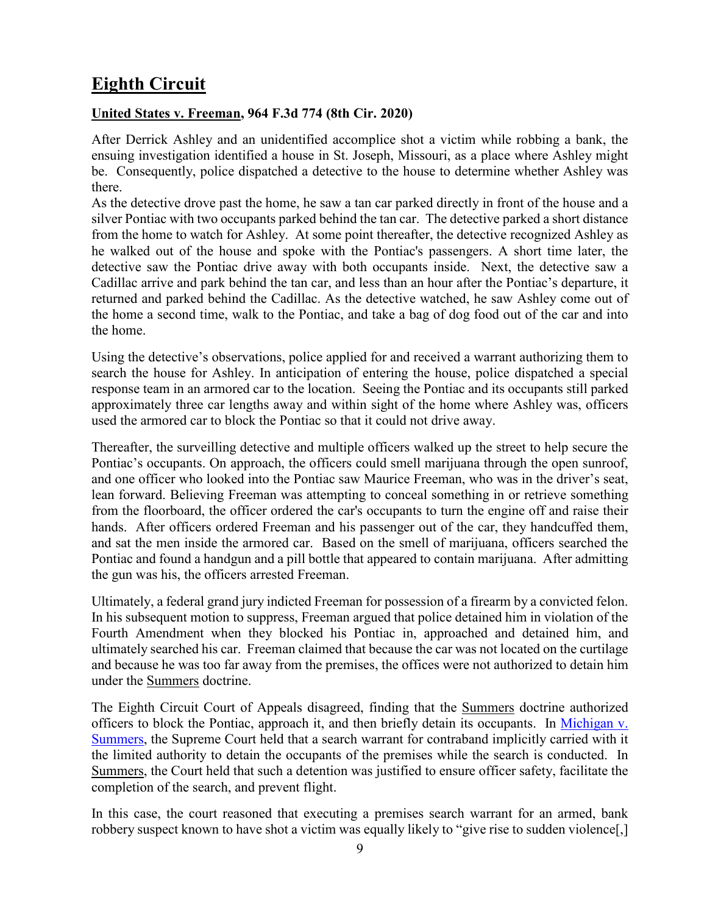## Eighth Circuit

### United States v. Freeman, 964 F.3d 774 (8th Cir. 2020)

After Derrick Ashley and an unidentified accomplice shot a victim while robbing a bank, the ensuing investigation identified a house in St. Joseph, Missouri, as a place where Ashley might be. Consequently, police dispatched a detective to the house to determine whether Ashley was there.
As the detective drove past the home, he saw a tan car parked directly in front of the house and a silver Pontiac with two occupants parked behind the tan car. The detective parked a short distance from the home to watch for Ashley. At some point thereafter, the detective recognized Ashley as he walked out of the house and spoke with the Pontiac's passengers. A short time later, the detective saw the Pontiac drive away with both occupants inside. Next, the detective saw a Cadillac arrive and park behind the tan car, and less than an hour after the Pontiac's departure, it returned and parked behind the Cadillac. As the detective watched, he saw Ashley come out of the home a second time, walk to the Pontiac, and take a bag of dog food out of the car and into the home.

Using the detective's observations, police applied for and received a warrant authorizing them to search the house for Ashley. In anticipation of entering the house, police dispatched a special response team in an armored car to the location. Seeing the Pontiac and its occupants still parked approximately three car lengths away and within sight of the home where Ashley was, officers used the armored car to block the Pontiac so that it could not drive away.

Thereafter, the surveilling detective and multiple officers walked up the street to help secure the Pontiac's occupants. On approach, the officers could smell marijuana through the open sunroof, and one officer who looked into the Pontiac saw Maurice Freeman, who was in the driver's seat, lean forward. Believing Freeman was attempting to conceal something in or retrieve something from the floorboard, the officer ordered the car's occupants to turn the engine off and raise their hands. After officers ordered Freeman and his passenger out of the car, they handcuffed them, and sat the men inside the armored car. Based on the smell of marijuana, officers searched the Pontiac and found a handgun and a pill bottle that appeared to contain marijuana. After admitting the gun was his, the officers arrested Freeman.

Ultimately, a federal grand jury indicted Freeman for possession of a firearm by a convicted felon. In his subsequent motion to suppress, Freeman argued that police detained him in violation of the Fourth Amendment when they blocked his Pontiac in, approached and detained him, and ultimately searched his car. Freeman claimed that because the car was not located on the curtilage and because he was too far away from the premises, the offices were not authorized to detain him under the Summers doctrine.

The Eighth Circuit Court of Appeals disagreed, finding that the Summers doctrine authorized officers to block the Pontiac, approach it, and then briefly detain its occupants. In Michigan v. Summers, the Supreme Court held that a search warrant for contraband implicitly carried with it the limited authority to detain the occupants of the premises while the search is conducted. In Summers, the Court held that such a detention was justified to ensure officer safety, facilitate the completion of the search, and prevent flight.

In this case, the court reasoned that executing a premises search warrant for an armed, bank robbery suspect known to have shot a victim was equally likely to "give rise to sudden violence[,]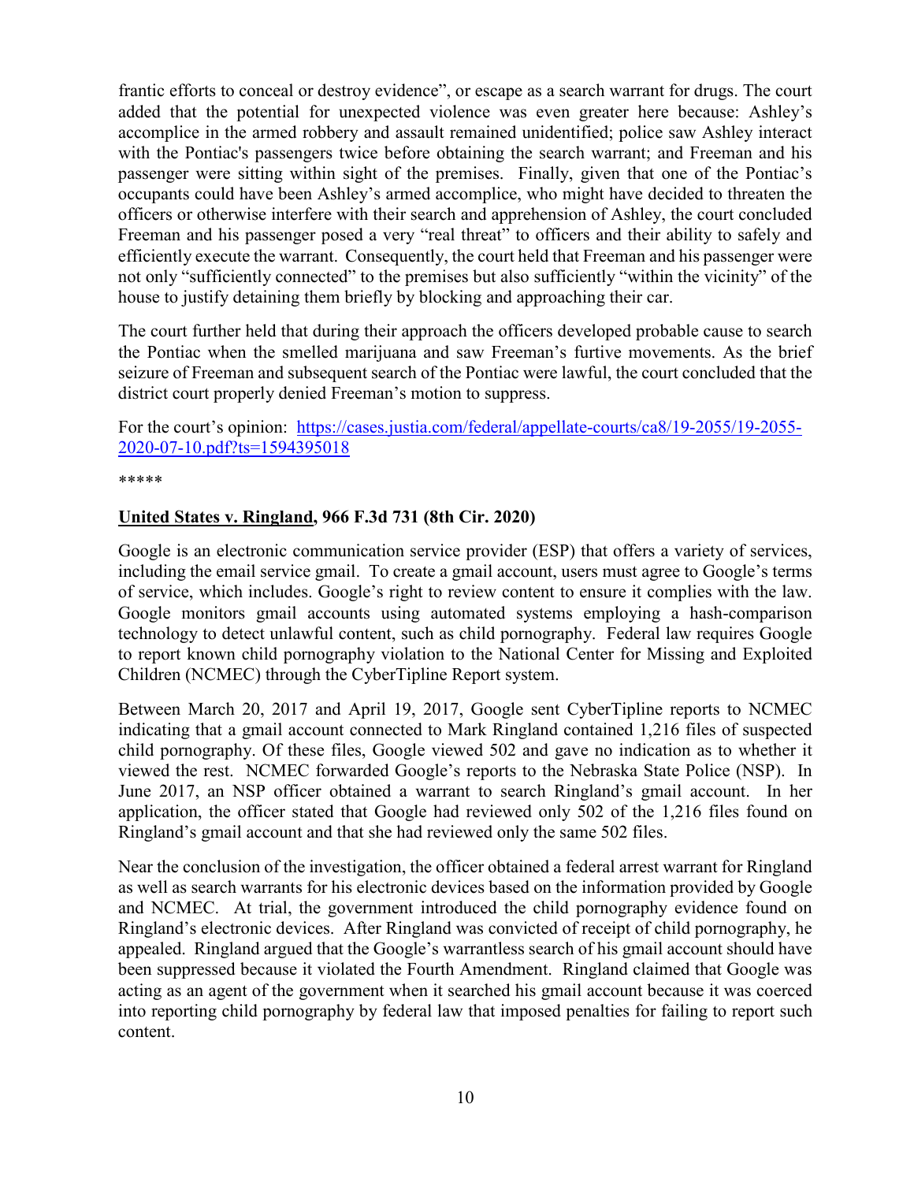frantic efforts to conceal or destroy evidence", or escape as a search warrant for drugs. The court added that the potential for unexpected violence was even greater here because: Ashley's accomplice in the armed robbery and assault remained unidentified; police saw Ashley interact with the Pontiac's passengers twice before obtaining the search warrant; and Freeman and his passenger were sitting within sight of the premises. Finally, given that one of the Pontiac's occupants could have been Ashley's armed accomplice, who might have decided to threaten the officers or otherwise interfere with their search and apprehension of Ashley, the court concluded Freeman and his passenger posed a very "real threat" to officers and their ability to safely and efficiently execute the warrant. Consequently, the court held that Freeman and his passenger were not only "sufficiently connected" to the premises but also sufficiently "within the vicinity" of the house to justify detaining them briefly by blocking and approaching their car.

The court further held that during their approach the officers developed probable cause to search the Pontiac when the smelled marijuana and saw Freeman's furtive movements. As the brief seizure of Freeman and subsequent search of the Pontiac were lawful, the court concluded that the district court properly denied Freeman's motion to suppress.

For the court's opinion: [https://cases.justia.com/federal/appellate-courts/ca8/19-2055/19-2055-2020-07-10.pdf?ts=1594395018](https://cases.justia.com/federal/appellate-courts/ca8/19-2055/19-2055-2020-07-10.pdf?ts=1594395018)

*****

**United States v. Ringland, 966 F.3d 731 (8th Cir. 2020)**

Google is an electronic communication service provider (ESP) that offers a variety of services, including the email service gmail. To create a gmail account, users must agree to Google's terms of service, which includes. Google's right to review content to ensure it complies with the law. Google monitors gmail accounts using automated systems employing a hash-comparison technology to detect unlawful content, such as child pornography. Federal law requires Google to report known child pornography violation to the National Center for Missing and Exploited Children (NCMEC) through the CyberTipline Report system.

Between March 20, 2017 and April 19, 2017, Google sent CyberTipline reports to NCMEC indicating that a gmail account connected to Mark Ringland contained 1,216 files of suspected child pornography. Of these files, Google viewed 502 and gave no indication as to whether it viewed the rest. NCMEC forwarded Google's reports to the Nebraska State Police (NSP). In June 2017, an NSP officer obtained a warrant to search Ringland's gmail account. In her application, the officer stated that Google had reviewed only 502 of the 1,216 files found on Ringland's gmail account and that she had reviewed only the same 502 files.

Near the conclusion of the investigation, the officer obtained a federal arrest warrant for Ringland as well as search warrants for his electronic devices based on the information provided by Google and NCMEC. At trial, the government introduced the child pornography evidence found on Ringland's electronic devices. After Ringland was convicted of receipt of child pornography, he appealed. Ringland argued that the Google's warrantless search of his gmail account should have been suppressed because it violated the Fourth Amendment. Ringland claimed that Google was acting as an agent of the government when it searched his gmail account because it was coerced into reporting child pornography by federal law that imposed penalties for failing to report such content.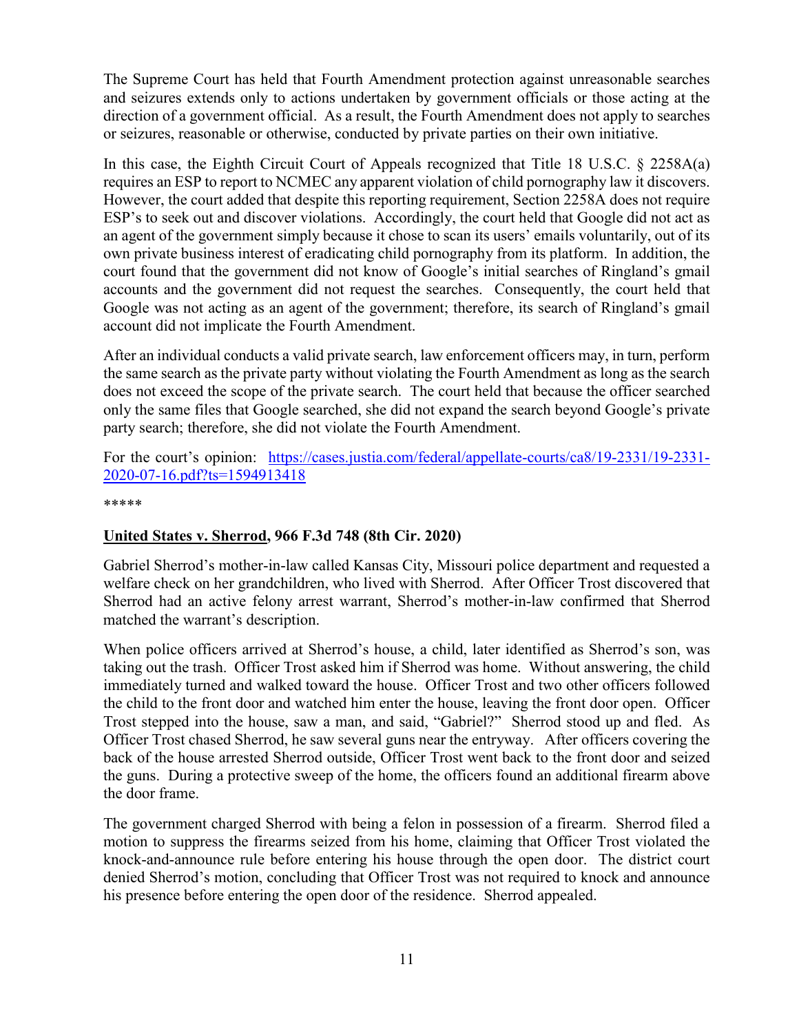The Supreme Court has held that Fourth Amendment protection against unreasonable searches and seizures extends only to actions undertaken by government officials or those acting at the direction of a government official. As a result, the Fourth Amendment does not apply to searches or seizures, reasonable or otherwise, conducted by private parties on their own initiative.

In this case, the Eighth Circuit Court of Appeals recognized that Title 18 U.S.C. § 2258A(a) requires an ESP to report to NCMEC any apparent violation of child pornography law it discovers. However, the court added that despite this reporting requirement, Section 2258A does not require ESP's to seek out and discover violations. Accordingly, the court held that Google did not act as an agent of the government simply because it chose to scan its users' emails voluntarily, out of its own private business interest of eradicating child pornography from its platform. In addition, the court found that the government did not know of Google's initial searches of Ringland's gmail accounts and the government did not request the searches. Consequently, the court held that Google was not acting as an agent of the government; therefore, its search of Ringland's gmail account did not implicate the Fourth Amendment.

After an individual conducts a valid private search, law enforcement officers may, in turn, perform the same search as the private party without violating the Fourth Amendment as long as the search does not exceed the scope of the private search. The court held that because the officer searched only the same files that Google searched, she did not expand the search beyond Google's private party search; therefore, she did not violate the Fourth Amendment.

For the court's opinion: [https://cases.justia.com/federal/appellate-courts/ca8/19-2331/19-2331-2020-07-16.pdf?ts=1594913418](https://cases.justia.com/federal/appellate-courts/ca8/19-2331/19-2331-2020-07-16.pdf?ts=1594913418)

*****

**<u>United States v. Sherrod</u>, 966 F.3d 748 (8th Cir. 2020)**

Gabriel Sherrod's mother-in-law called Kansas City, Missouri police department and requested a welfare check on her grandchildren, who lived with Sherrod. After Officer Trost discovered that Sherrod had an active felony arrest warrant, Sherrod's mother-in-law confirmed that Sherrod matched the warrant's description.

When police officers arrived at Sherrod's house, a child, later identified as Sherrod's son, was taking out the trash. Officer Trost asked him if Sherrod was home. Without answering, the child immediately turned and walked toward the house. Officer Trost and two other officers followed the child to the front door and watched him enter the house, leaving the front door open. Officer Trost stepped into the house, saw a man, and said, "Gabriel?" Sherrod stood up and fled. As Officer Trost chased Sherrod, he saw several guns near the entryway. After officers covering the back of the house arrested Sherrod outside, Officer Trost went back to the front door and seized the guns. During a protective sweep of the home, the officers found an additional firearm above the door frame.

The government charged Sherrod with being a felon in possession of a firearm. Sherrod filed a motion to suppress the firearms seized from his home, claiming that Officer Trost violated the knock-and-announce rule before entering his house through the open door. The district court denied Sherrod's motion, concluding that Officer Trost was not required to knock and announce his presence before entering the open door of the residence. Sherrod appealed.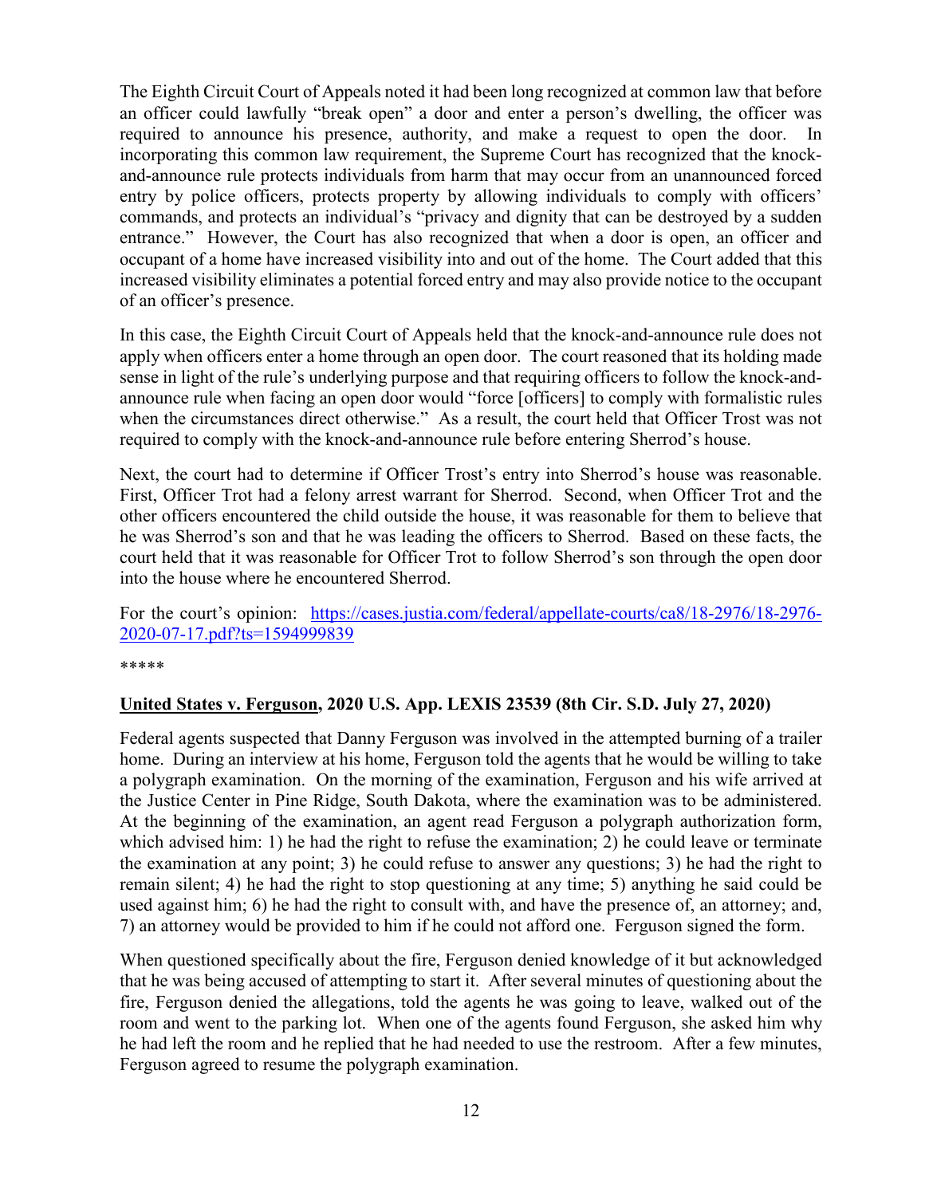The Eighth Circuit Court of Appeals noted it had been long recognized at common law that before an officer could lawfully "break open" a door and enter a person's dwelling, the officer was required to announce his presence, authority, and make a request to open the door. In incorporating this common law requirement, the Supreme Court has recognized that the knock-and-announce rule protects individuals from harm that may occur from an unannounced forced entry by police officers, protects property by allowing individuals to comply with officers' commands, and protects an individual's "privacy and dignity that can be destroyed by a sudden entrance." However, the Court has also recognized that when a door is open, an officer and occupant of a home have increased visibility into and out of the home. The Court added that this increased visibility eliminates a potential forced entry and may also provide notice to the occupant of an officer's presence.

In this case, the Eighth Circuit Court of Appeals held that the knock-and-announce rule does not apply when officers enter a home through an open door. The court reasoned that its holding made sense in light of the rule's underlying purpose and that requiring officers to follow the knock-and-announce rule when facing an open door would "force [officers] to comply with formalistic rules when the circumstances direct otherwise." As a result, the court held that Officer Trost was not required to comply with the knock-and-announce rule before entering Sherrod's house.

Next, the court had to determine if Officer Trost's entry into Sherrod's house was reasonable. First, Officer Trot had a felony arrest warrant for Sherrod. Second, when Officer Trot and the other officers encountered the child outside the house, it was reasonable for them to believe that he was Sherrod's son and that he was leading the officers to Sherrod. Based on these facts, the court held that it was reasonable for Officer Trot to follow Sherrod's son through the open door into the house where he encountered Sherrod.

For the court's opinion: [https://cases.justia.com/federal/appellate-courts/ca8/18-2976/18-2976-2020-07-17.pdf?ts=1594999839](https://cases.justia.com/federal/appellate-courts/ca8/18-2976/18-2976-2020-07-17.pdf?ts=1594999839)

*****

**United States v. Ferguson, 2020 U.S. App. LEXIS 23539 (8th Cir. S.D. July 27, 2020)**

Federal agents suspected that Danny Ferguson was involved in the attempted burning of a trailer home. During an interview at his home, Ferguson told the agents that he would be willing to take a polygraph examination. On the morning of the examination, Ferguson and his wife arrived at the Justice Center in Pine Ridge, South Dakota, where the examination was to be administered. At the beginning of the examination, an agent read Ferguson a polygraph authorization form, which advised him: 1) he had the right to refuse the examination; 2) he could leave or terminate the examination at any point; 3) he could refuse to answer any questions; 3) he had the right to remain silent; 4) he had the right to stop questioning at any time; 5) anything he said could be used against him; 6) he had the right to consult with, and have the presence of, an attorney; and, 7) an attorney would be provided to him if he could not afford one. Ferguson signed the form.

When questioned specifically about the fire, Ferguson denied knowledge of it but acknowledged that he was being accused of attempting to start it. After several minutes of questioning about the fire, Ferguson denied the allegations, told the agents he was going to leave, walked out of the room and went to the parking lot. When one of the agents found Ferguson, she asked him why he had left the room and he replied that he had needed to use the restroom. After a few minutes, Ferguson agreed to resume the polygraph examination.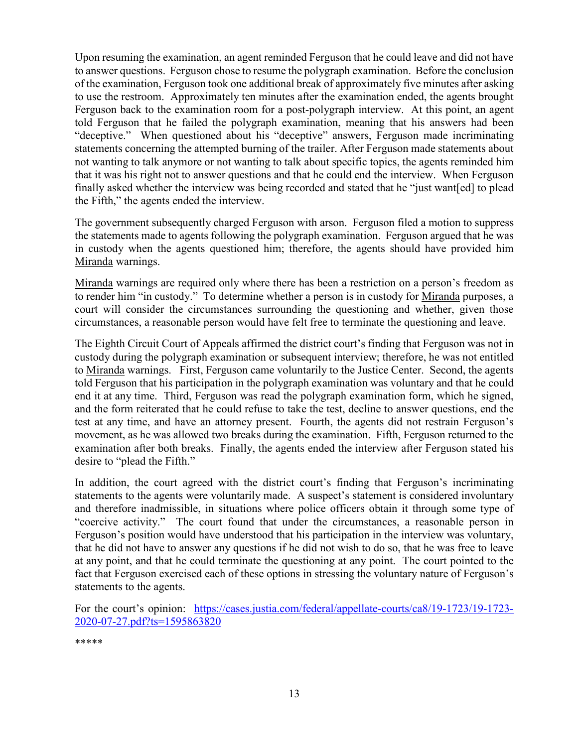Upon resuming the examination, an agent reminded Ferguson that he could leave and did not have to answer questions. Ferguson chose to resume the polygraph examination. Before the conclusion of the examination, Ferguson took one additional break of approximately five minutes after asking to use the restroom. Approximately ten minutes after the examination ended, the agents brought Ferguson back to the examination room for a post-polygraph interview. At this point, an agent told Ferguson that he failed the polygraph examination, meaning that his answers had been "deceptive." When questioned about his "deceptive" answers, Ferguson made incriminating statements concerning the attempted burning of the trailer. After Ferguson made statements about not wanting to talk anymore or not wanting to talk about specific topics, the agents reminded him that it was his right not to answer questions and that he could end the interview. When Ferguson finally asked whether the interview was being recorded and stated that he "just want[ed] to plead the Fifth," the agents ended the interview.

The government subsequently charged Ferguson with arson. Ferguson filed a motion to suppress the statements made to agents following the polygraph examination. Ferguson argued that he was in custody when the agents questioned him; therefore, the agents should have provided him Miranda warnings.

Miranda warnings are required only where there has been a restriction on a person's freedom as to render him "in custody." To determine whether a person is in custody for Miranda purposes, a court will consider the circumstances surrounding the questioning and whether, given those circumstances, a reasonable person would have felt free to terminate the questioning and leave.

The Eighth Circuit Court of Appeals affirmed the district court's finding that Ferguson was not in custody during the polygraph examination or subsequent interview; therefore, he was not entitled to Miranda warnings. First, Ferguson came voluntarily to the Justice Center. Second, the agents told Ferguson that his participation in the polygraph examination was voluntary and that he could end it at any time. Third, Ferguson was read the polygraph examination form, which he signed, and the form reiterated that he could refuse to take the test, decline to answer questions, end the test at any time, and have an attorney present. Fourth, the agents did not restrain Ferguson's movement, as he was allowed two breaks during the examination. Fifth, Ferguson returned to the examination after both breaks. Finally, the agents ended the interview after Ferguson stated his desire to "plead the Fifth."

In addition, the court agreed with the district court's finding that Ferguson's incriminating statements to the agents were voluntarily made. A suspect's statement is considered involuntary and therefore inadmissible, in situations where police officers obtain it through some type of "coercive activity." The court found that under the circumstances, a reasonable person in Ferguson's position would have understood that his participation in the interview was voluntary, that he did not have to answer any questions if he did not wish to do so, that he was free to leave at any point, and that he could terminate the questioning at any point. The court pointed to the fact that Ferguson exercised each of these options in stressing the voluntary nature of Ferguson's statements to the agents.

For the court's opinion: https://cases.justia.com/federal/appellate-courts/ca8/19-1723/19-1723-2020-07-27.pdf?ts=1595863820

*****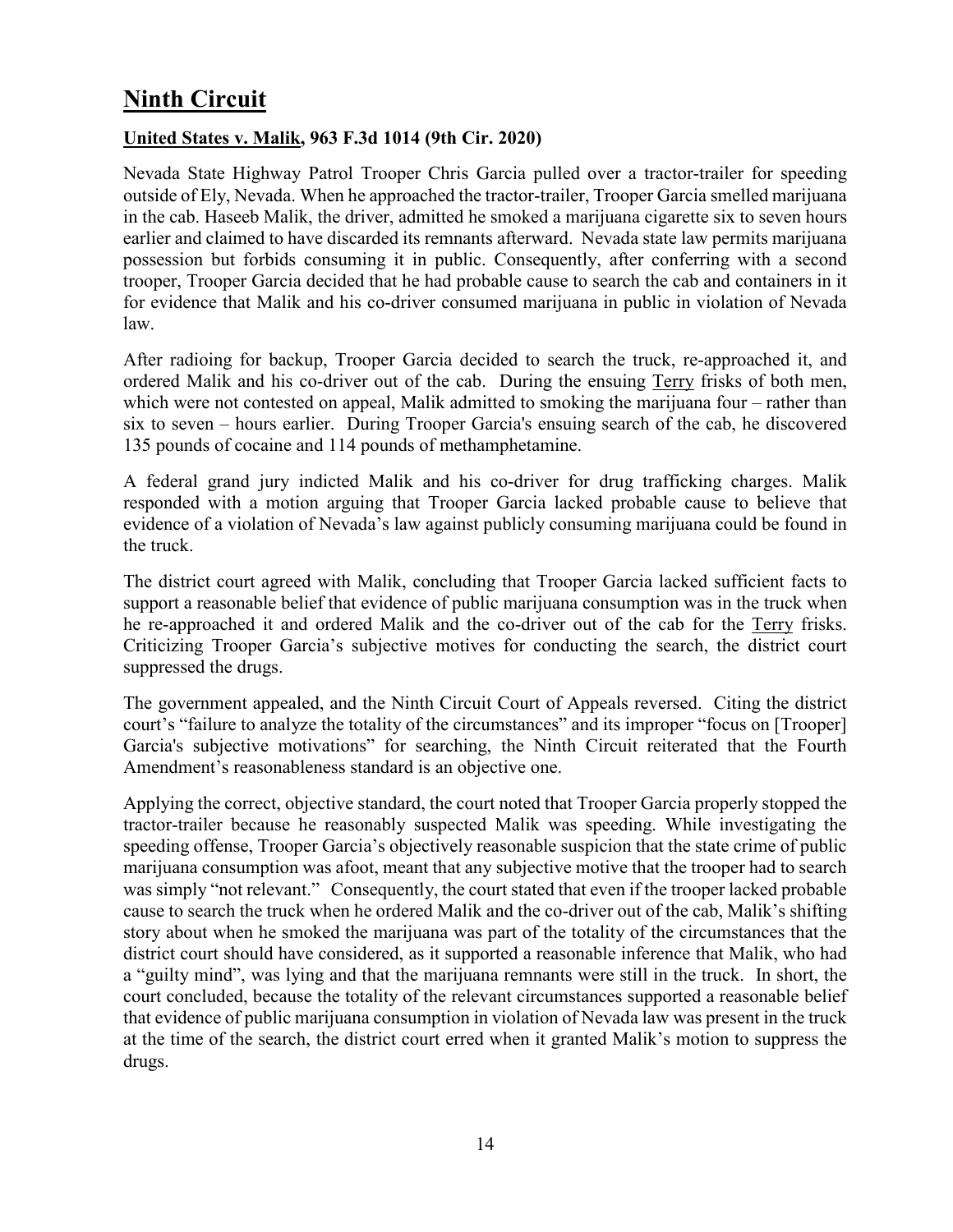# Ninth Circuit

**United States v. Malik, 963 F.3d 1014 (9th Cir. 2020)**

Nevada State Highway Patrol Trooper Chris Garcia pulled over a tractor-trailer for speeding outside of Ely, Nevada. When he approached the tractor-trailer, Trooper Garcia smelled marijuana in the cab. Haseeb Malik, the driver, admitted he smoked a marijuana cigarette six to seven hours earlier and claimed to have discarded its remnants afterward. Nevada state law permits marijuana possession but forbids consuming it in public. Consequently, after conferring with a second trooper, Trooper Garcia decided that he had probable cause to search the cab and containers in it for evidence that Malik and his co-driver consumed marijuana in public in violation of Nevada law.

After radioing for backup, Trooper Garcia decided to search the truck, re-approached it, and ordered Malik and his co-driver out of the cab. During the ensuing Terry frisks of both men, which were not contested on appeal, Malik admitted to smoking the marijuana four – rather than six to seven – hours earlier. During Trooper Garcia's ensuing search of the cab, he discovered 135 pounds of cocaine and 114 pounds of methamphetamine.

A federal grand jury indicted Malik and his co-driver for drug trafficking charges. Malik responded with a motion arguing that Trooper Garcia lacked probable cause to believe that evidence of a violation of Nevada's law against publicly consuming marijuana could be found in the truck.

The district court agreed with Malik, concluding that Trooper Garcia lacked sufficient facts to support a reasonable belief that evidence of public marijuana consumption was in the truck when he re-approached it and ordered Malik and the co-driver out of the cab for the Terry frisks. Criticizing Trooper Garcia's subjective motives for conducting the search, the district court suppressed the drugs.

The government appealed, and the Ninth Circuit Court of Appeals reversed. Citing the district court's "failure to analyze the totality of the circumstances" and its improper "focus on [Trooper] Garcia's subjective motivations" for searching, the Ninth Circuit reiterated that the Fourth Amendment's reasonableness standard is an objective one.

Applying the correct, objective standard, the court noted that Trooper Garcia properly stopped the tractor-trailer because he reasonably suspected Malik was speeding. While investigating the speeding offense, Trooper Garcia's objectively reasonable suspicion that the state crime of public marijuana consumption was afoot, meant that any subjective motive that the trooper had to search was simply "not relevant." Consequently, the court stated that even if the trooper lacked probable cause to search the truck when he ordered Malik and the co-driver out of the cab, Malik's shifting story about when he smoked the marijuana was part of the totality of the circumstances that the district court should have considered, as it supported a reasonable inference that Malik, who had a "guilty mind", was lying and that the marijuana remnants were still in the truck. In short, the court concluded, because the totality of the relevant circumstances supported a reasonable belief that evidence of public marijuana consumption in violation of Nevada law was present in the truck at the time of the search, the district court erred when it granted Malik's motion to suppress the drugs.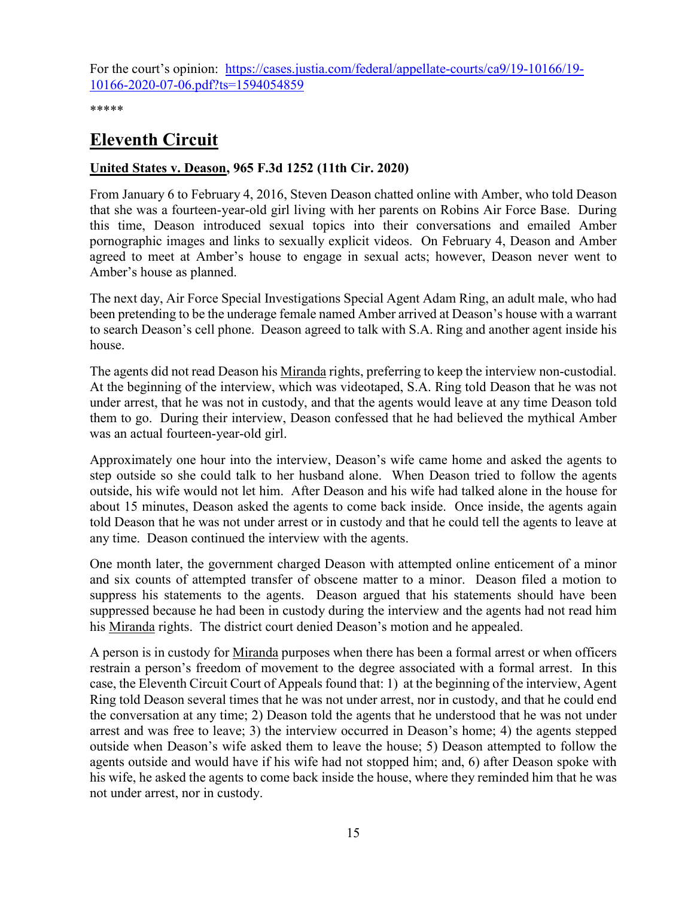For the court's opinion: [https://cases.justia.com/federal/appellate-courts/ca9/19-10166/19-10166-2020-07-06.pdf?ts=1594054859](https://cases.justia.com/federal/appellate-courts/ca9/19-10166/19-10166-2020-07-06.pdf?ts=1594054859)

*****

## Eleventh Circuit

### United States v. Deason, 965 F.3d 1252 (11th Cir. 2020)

From January 6 to February 4, 2016, Steven Deason chatted online with Amber, who told Deason that she was a fourteen-year-old girl living with her parents on Robins Air Force Base. During this time, Deason introduced sexual topics into their conversations and emailed Amber pornographic images and links to sexually explicit videos. On February 4, Deason and Amber agreed to meet at Amber's house to engage in sexual acts; however, Deason never went to Amber's house as planned.

The next day, Air Force Special Investigations Special Agent Adam Ring, an adult male, who had been pretending to be the underage female named Amber arrived at Deason's house with a warrant to search Deason's cell phone. Deason agreed to talk with S.A. Ring and another agent inside his house.

The agents did not read Deason his Miranda rights, preferring to keep the interview non-custodial. At the beginning of the interview, which was videotaped, S.A. Ring told Deason that he was not under arrest, that he was not in custody, and that the agents would leave at any time Deason told them to go. During their interview, Deason confessed that he had believed the mythical Amber was an actual fourteen-year-old girl.

Approximately one hour into the interview, Deason's wife came home and asked the agents to step outside so she could talk to her husband alone. When Deason tried to follow the agents outside, his wife would not let him. After Deason and his wife had talked alone in the house for about 15 minutes, Deason asked the agents to come back inside. Once inside, the agents again told Deason that he was not under arrest or in custody and that he could tell the agents to leave at any time. Deason continued the interview with the agents.

One month later, the government charged Deason with attempted online enticement of a minor and six counts of attempted transfer of obscene matter to a minor. Deason filed a motion to suppress his statements to the agents. Deason argued that his statements should have been suppressed because he had been in custody during the interview and the agents had not read him his Miranda rights. The district court denied Deason's motion and he appealed.

A person is in custody for Miranda purposes when there has been a formal arrest or when officers restrain a person's freedom of movement to the degree associated with a formal arrest. In this case, the Eleventh Circuit Court of Appeals found that: 1) at the beginning of the interview, Agent Ring told Deason several times that he was not under arrest, nor in custody, and that he could end the conversation at any time; 2) Deason told the agents that he understood that he was not under arrest and was free to leave; 3) the interview occurred in Deason's home; 4) the agents stepped outside when Deason's wife asked them to leave the house; 5) Deason attempted to follow the agents outside and would have if his wife had not stopped him; and, 6) after Deason spoke with his wife, he asked the agents to come back inside the house, where they reminded him that he was not under arrest, nor in custody.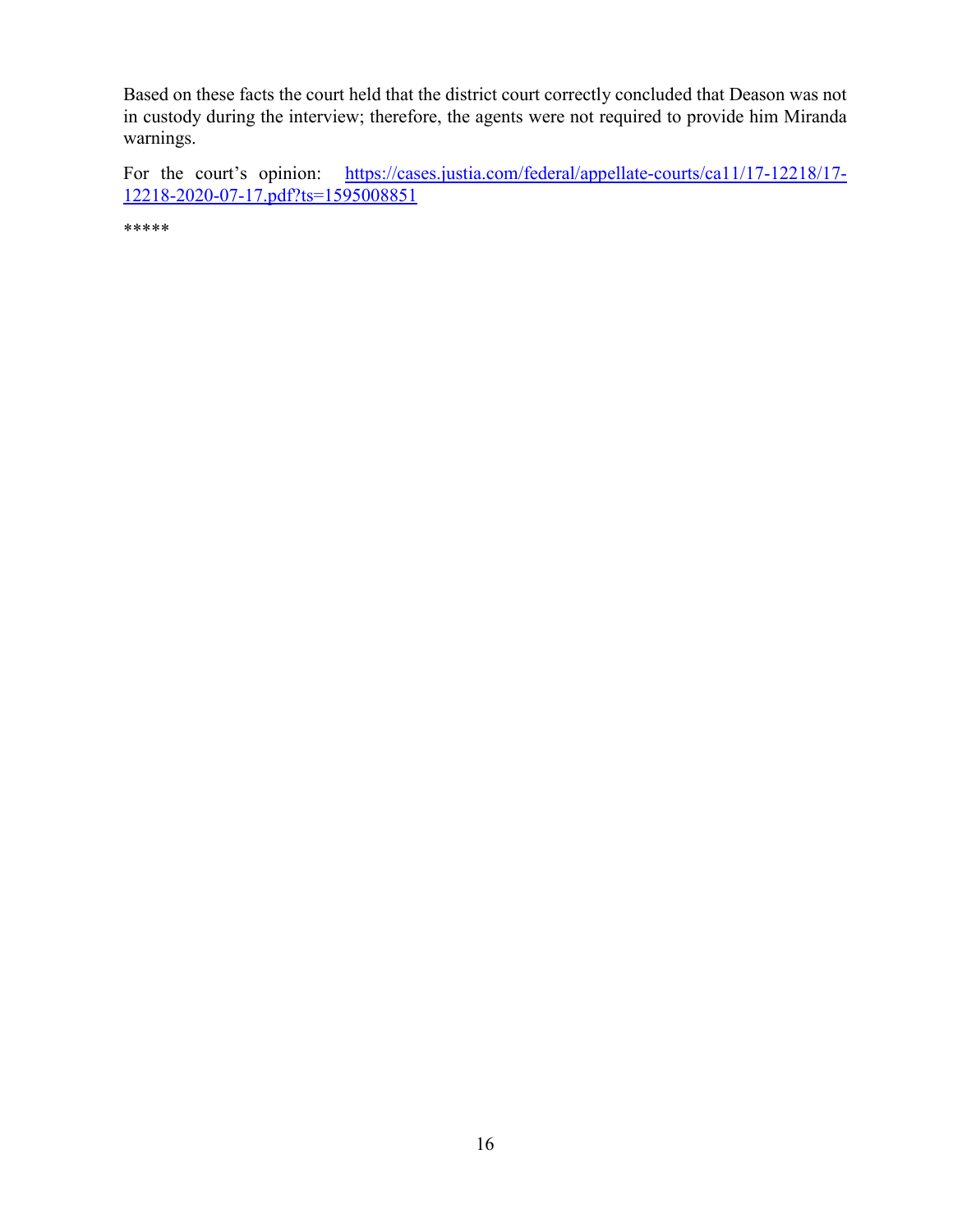Based on these facts the court held that the district court correctly concluded that Deason was not in custody during the interview; therefore, the agents were not required to provide him Miranda warnings.

For the court's opinion: [https://cases.justia.com/federal/appellate-courts/ca11/17-12218/17-12218-2020-07-17.pdf?ts=1595008851](https://cases.justia.com/federal/appellate-courts/ca11/17-12218/17-12218-2020-07-17.pdf?ts=1595008851)

*****